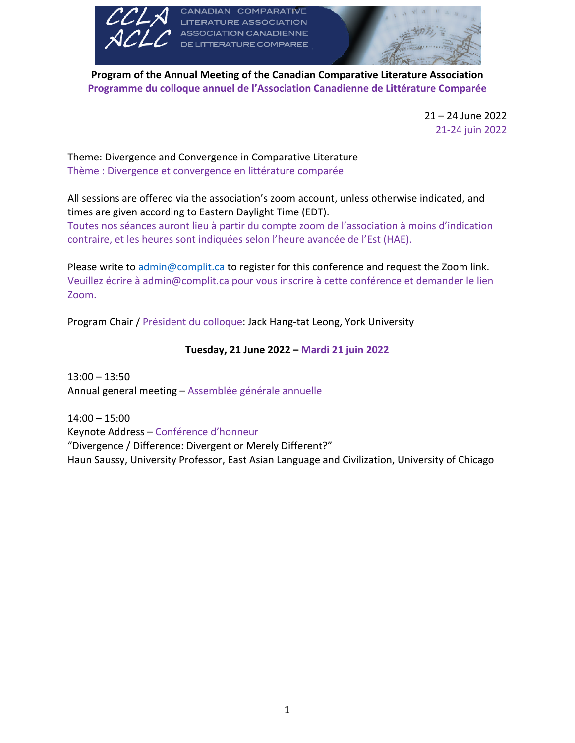CANADIAN COMPARATIVE LITERATURE ASSOCIATION
ASSOCIATION CANADIENNE DE LITTERATURE COMPAREE

**Program of the Annual Meeting of the Canadian Comparative Literature Association**
**Programme du colloque annuel de l'Association Canadienne de Littérature Comparée**

21 – 24 June 2022
21-24 juin 2022

Theme: Divergence and Convergence in Comparative Literature
Thème : Divergence et convergence en littérature comparée

All sessions are offered via the association's zoom account, unless otherwise indicated, and times are given according to Eastern Daylight Time (EDT).
Toutes nos séances auront lieu à partir du compte zoom de l'association à moins d'indication contraire, et les heures sont indiquées selon l'heure avancée de l'Est (HAE).

Please write to admin@complit.ca to register for this conference and request the Zoom link.
Veuillez écrire à admin@complit.ca pour vous inscrire à cette conférence et demander le lien Zoom.

Program Chair / Président du colloque: Jack Hang-tat Leong, York University

**Tuesday, 21 June 2022 – Mardi 21 juin 2022**

13:00 – 13:50
Annual general meeting – Assemblée générale annuelle

14:00 – 15:00
Keynote Address – Conférence d'honneur
"Divergence / Difference: Divergent or Merely Different?"
Haun Saussy, University Professor, East Asian Language and Civilization, University of Chicago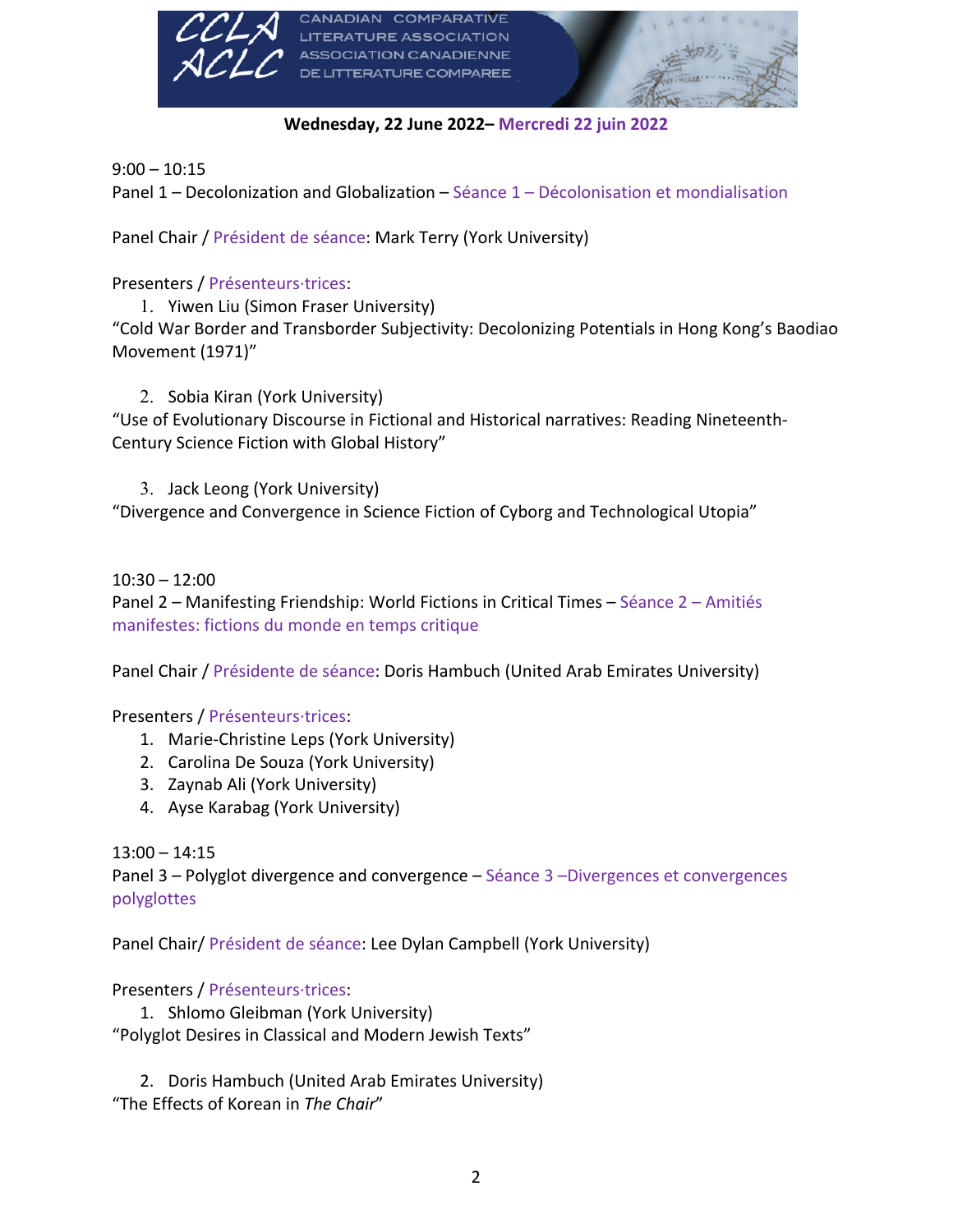**Wednesday, 22 June 2022– Mercredi 22 juin 2022**

9:00 – 10:15
Panel 1 – Decolonization and Globalization – Séance 1 – Décolonisation et mondialisation

Panel Chair / Président de séance: Mark Terry (York University)

Presenters / Présenteurs·trices:

1. Yiwen Liu (Simon Fraser University)

“Cold War Border and Transborder Subjectivity: Decolonizing Potentials in Hong Kong’s Baodiao Movement (1971)”

2. Sobia Kiran (York University)

“Use of Evolutionary Discourse in Fictional and Historical narratives: Reading Nineteenth-Century Science Fiction with Global History”

3. Jack Leong (York University)

“Divergence and Convergence in Science Fiction of Cyborg and Technological Utopia”

10:30 – 12:00
Panel 2 – Manifesting Friendship: World Fictions in Critical Times – Séance 2 – Amitiés manifestes: fictions du monde en temps critique

Panel Chair / Présidente de séance: Doris Hambuch (United Arab Emirates University)

Presenters / Présenteurs·trices:

1. Marie-Christine Leps (York University)
2. Carolina De Souza (York University)
3. Zaynab Ali (York University)
4. Ayse Karabag (York University)

13:00 – 14:15
Panel 3 – Polyglot divergence and convergence – Séance 3 –Divergences et convergences polyglottes

Panel Chair/ Président de séance: Lee Dylan Campbell (York University)

Presenters / Présenteurs·trices:

1. Shlomo Gleibman (York University)

“Polyglot Desires in Classical and Modern Jewish Texts”

2. Doris Hambuch (United Arab Emirates University)

“The Effects of Korean in *The Chair*”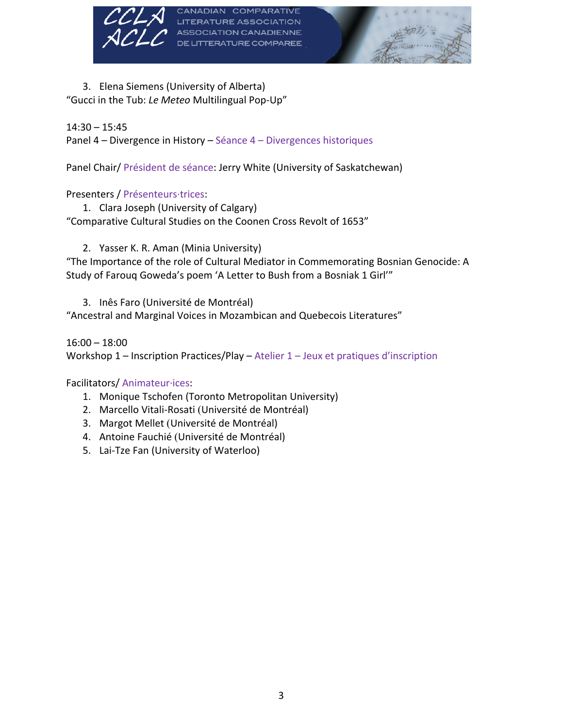3. Elena Siemens (University of Alberta)
"Gucci in the Tub: *Le Meteo* Multilingual Pop-Up"

14:30 – 15:45
Panel 4 – Divergence in History – Séance 4 – Divergences historiques

Panel Chair/ Président de séance: Jerry White (University of Saskatchewan)

Presenters / Présenteurs·trices:

1. Clara Joseph (University of Calgary)
"Comparative Cultural Studies on the Coonen Cross Revolt of 1653"

2. Yasser K. R. Aman (Minia University)
"The Importance of the role of Cultural Mediator in Commemorating Bosnian Genocide: A Study of Farouq Goweda's poem 'A Letter to Bush from a Bosniak 1 Girl'"

3. Inês Faro (Université de Montréal)
"Ancestral and Marginal Voices in Mozambican and Quebecois Literatures"

16:00 – 18:00
Workshop 1 – Inscription Practices/Play – Atelier 1 – Jeux et pratiques d'inscription

Facilitators/ Animateur·ices:

1. Monique Tschofen (Toronto Metropolitan University)
2. Marcello Vitali-Rosati (Université de Montréal)
3. Margot Mellet (Université de Montréal)
4. Antoine Fauchié (Université de Montréal)
5. Lai-Tze Fan (University of Waterloo)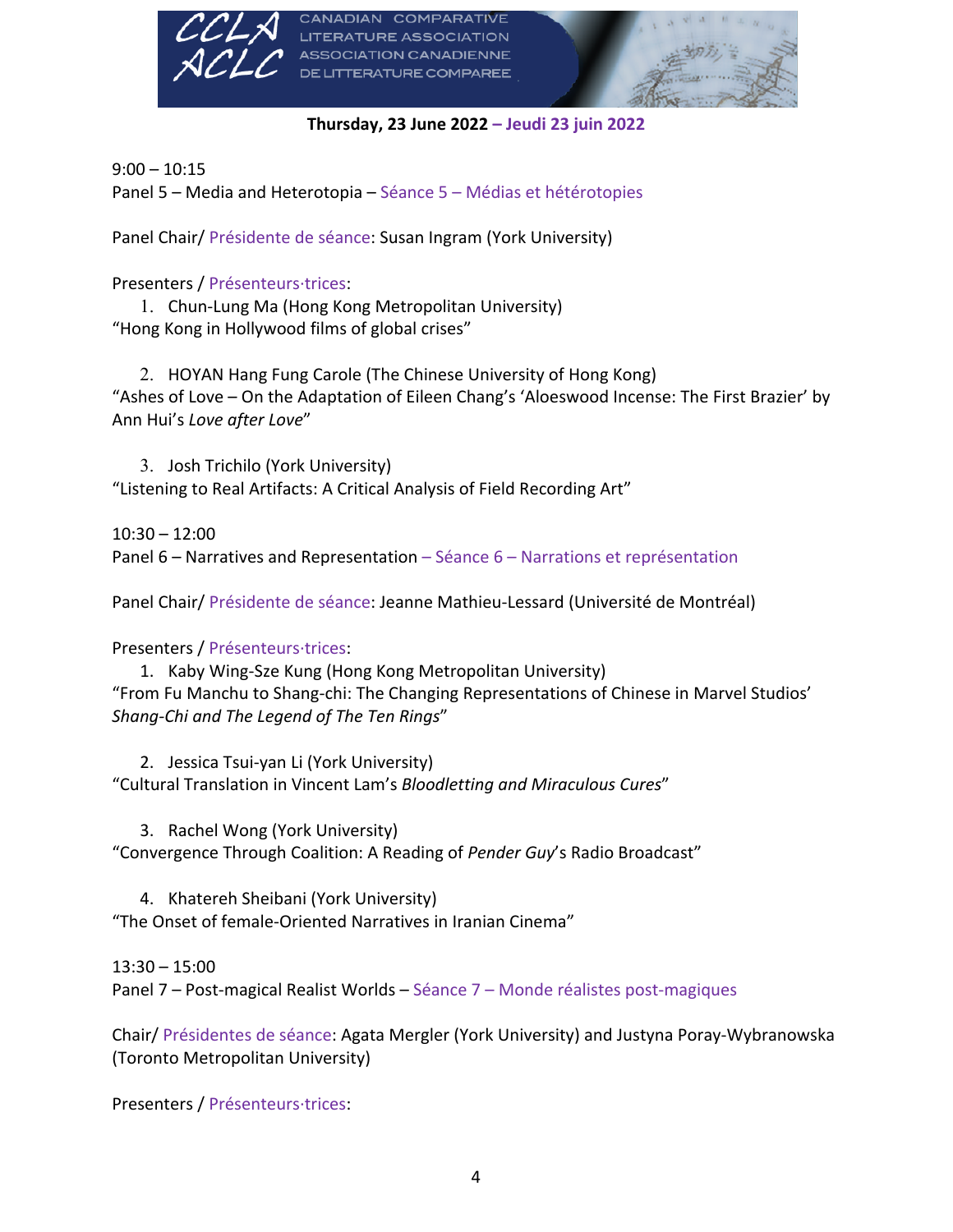**Thursday, 23 June 2022 – Jeudi 23 juin 2022**

9:00 – 10:15
Panel 5 – Media and Heterotopia – Séance 5 – Médias et hétérotopies

Panel Chair/ Présidente de séance: Susan Ingram (York University)

Presenters / Présenteurs·trices:

1. Chun-Lung Ma (Hong Kong Metropolitan University)
“Hong Kong in Hollywood films of global crises”

2. HOYAN Hang Fung Carole (The Chinese University of Hong Kong)
“Ashes of Love – On the Adaptation of Eileen Chang’s ‘Aloeswood Incense: The First Brazier’ by Ann Hui’s *Love after Love*”

3. Josh Trichilo (York University)
“Listening to Real Artifacts: A Critical Analysis of Field Recording Art”

10:30 – 12:00
Panel 6 – Narratives and Representation – Séance 6 – Narrations et représentation

Panel Chair/ Présidente de séance: Jeanne Mathieu-Lessard (Université de Montréal)

Presenters / Présenteurs·trices:

1. Kaby Wing-Sze Kung (Hong Kong Metropolitan University)
“From Fu Manchu to Shang-chi: The Changing Representations of Chinese in Marvel Studios’ *Shang-Chi and The Legend of The Ten Rings*”

2. Jessica Tsui-yan Li (York University)
“Cultural Translation in Vincent Lam’s *Bloodletting and Miraculous Cures*”

3. Rachel Wong (York University)
“Convergence Through Coalition: A Reading of *Pender Guy*’s Radio Broadcast”

4. Khatereh Sheibani (York University)
“The Onset of female-Oriented Narratives in Iranian Cinema”

13:30 – 15:00
Panel 7 – Post-magical Realist Worlds – Séance 7 – Monde réalistes post-magiques

Chair/ Présidentes de séance: Agata Mergler (York University) and Justyna Poray-Wybranowska (Toronto Metropolitan University)

Presenters / Présenteurs·trices: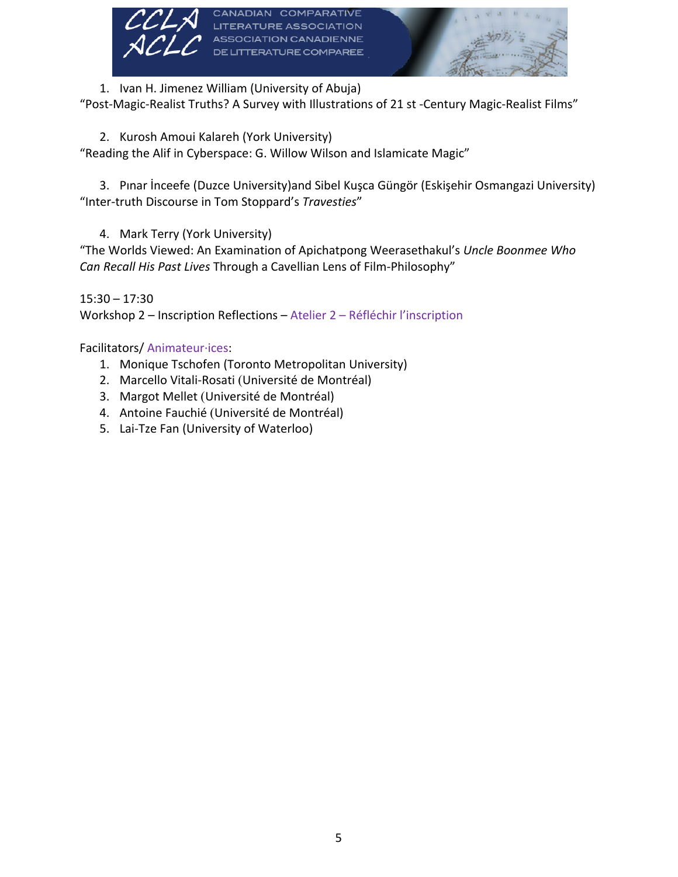1. Ivan H. Jimenez William (University of Abuja)

"Post-Magic-Realist Truths? A Survey with Illustrations of 21 st -Century Magic-Realist Films"

2. Kurosh Amoui Kalareh (York University)

"Reading the Alif in Cyberspace: G. Willow Wilson and Islamicate Magic"

3. Pınar İnceefe (Duzce University)and Sibel Kuşca Güngör (Eskişehir Osmangazi University)

"Inter-truth Discourse in Tom Stoppard's *Travesties*"

4. Mark Terry (York University)

"The Worlds Viewed: An Examination of Apichatpong Weerasethakul's *Uncle Boonmee Who Can Recall His Past Lives* Through a Cavellian Lens of Film-Philosophy"

15:30 – 17:30

Workshop 2 – Inscription Reflections – Atelier 2 – Réfléchir l'inscription

Facilitators/ Animateur·ices:

1. Monique Tschofen (Toronto Metropolitan University)
2. Marcello Vitali-Rosati (Université de Montréal)
3. Margot Mellet (Université de Montréal)
4. Antoine Fauchié (Université de Montréal)
5. Lai-Tze Fan (University of Waterloo)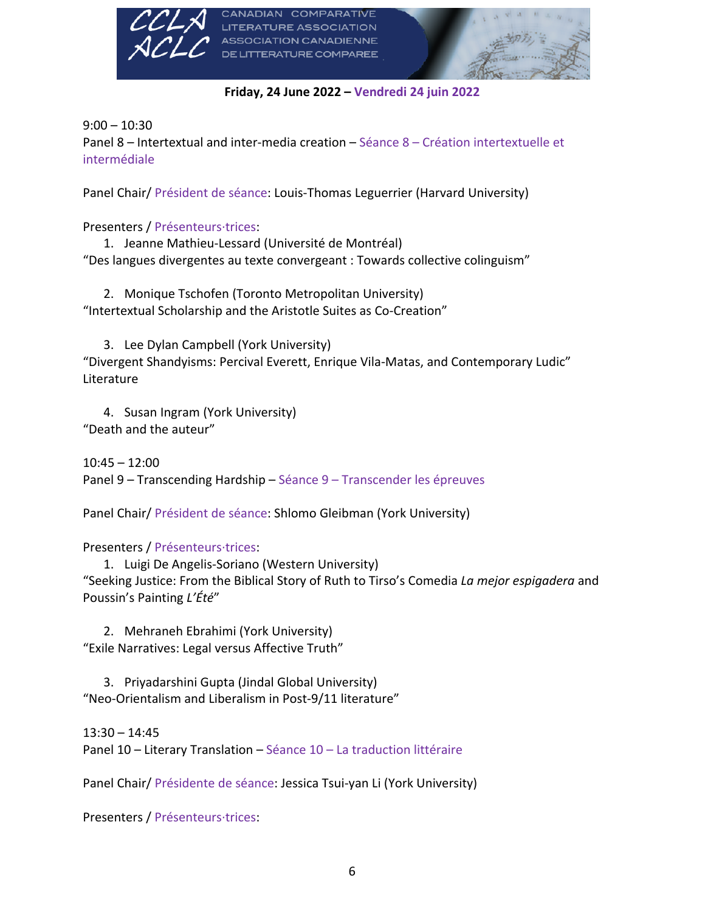**Friday, 24 June 2022 – Vendredi 24 juin 2022**

9:00 – 10:30
Panel 8 – Intertextual and inter-media creation – Séance 8 – Création intertextuelle et intermédiale

Panel Chair/ Président de séance: Louis-Thomas Leguerrier (Harvard University)

Presenters / Présenteurs·trices:

1. Jeanne Mathieu-Lessard (Université de Montréal)
"Des langues divergentes au texte convergeant : Towards collective colinguism"

2. Monique Tschofen (Toronto Metropolitan University)
"Intertextual Scholarship and the Aristotle Suites as Co-Creation"

3. Lee Dylan Campbell (York University)
"Divergent Shandyisms: Percival Everett, Enrique Vila-Matas, and Contemporary Ludic" Literature

4. Susan Ingram (York University)
"Death and the auteur"

10:45 – 12:00
Panel 9 – Transcending Hardship – Séance 9 – Transcender les épreuves

Panel Chair/ Président de séance: Shlomo Gleibman (York University)

Presenters / Présenteurs·trices:

1. Luigi De Angelis-Soriano (Western University)
"Seeking Justice: From the Biblical Story of Ruth to Tirso's Comedia *La mejor espigadera* and Poussin's Painting *L'Été*"

2. Mehraneh Ebrahimi (York University)
"Exile Narratives: Legal versus Affective Truth"

3. Priyadarshini Gupta (Jindal Global University)
"Neo-Orientalism and Liberalism in Post-9/11 literature"

13:30 – 14:45
Panel 10 – Literary Translation – Séance 10 – La traduction littéraire

Panel Chair/ Présidente de séance: Jessica Tsui-yan Li (York University)

Presenters / Présenteurs·trices: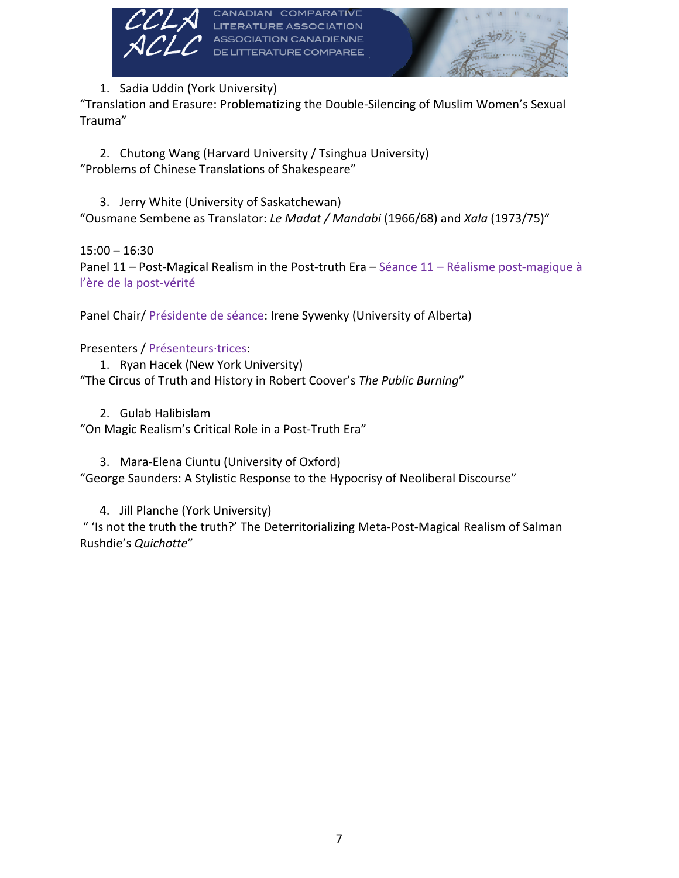1. Sadia Uddin (York University)

"Translation and Erasure: Problematizing the Double-Silencing of Muslim Women's Sexual Trauma"

2. Chutong Wang (Harvard University / Tsinghua University)

"Problems of Chinese Translations of Shakespeare"

3. Jerry White (University of Saskatchewan)

"Ousmane Sembene as Translator: *Le Madat / Mandabi* (1966/68) and *Xala* (1973/75)"

15:00 – 16:30

Panel 11 – Post-Magical Realism in the Post-truth Era – Séance 11 – Réalisme post-magique à l'ère de la post-vérité

Panel Chair/ Présidente de séance: Irene Sywenky (University of Alberta)

Presenters / Présenteurs·trices:

1. Ryan Hacek (New York University)

"The Circus of Truth and History in Robert Coover's *The Public Burning*"

2. Gulab Halibislam

"On Magic Realism's Critical Role in a Post-Truth Era"

3. Mara-Elena Ciuntu (University of Oxford)

"George Saunders: A Stylistic Response to the Hypocrisy of Neoliberal Discourse"

4. Jill Planche (York University)

" 'Is not the truth the truth?' The Deterritorializing Meta-Post-Magical Realism of Salman Rushdie's *Quichotte*"